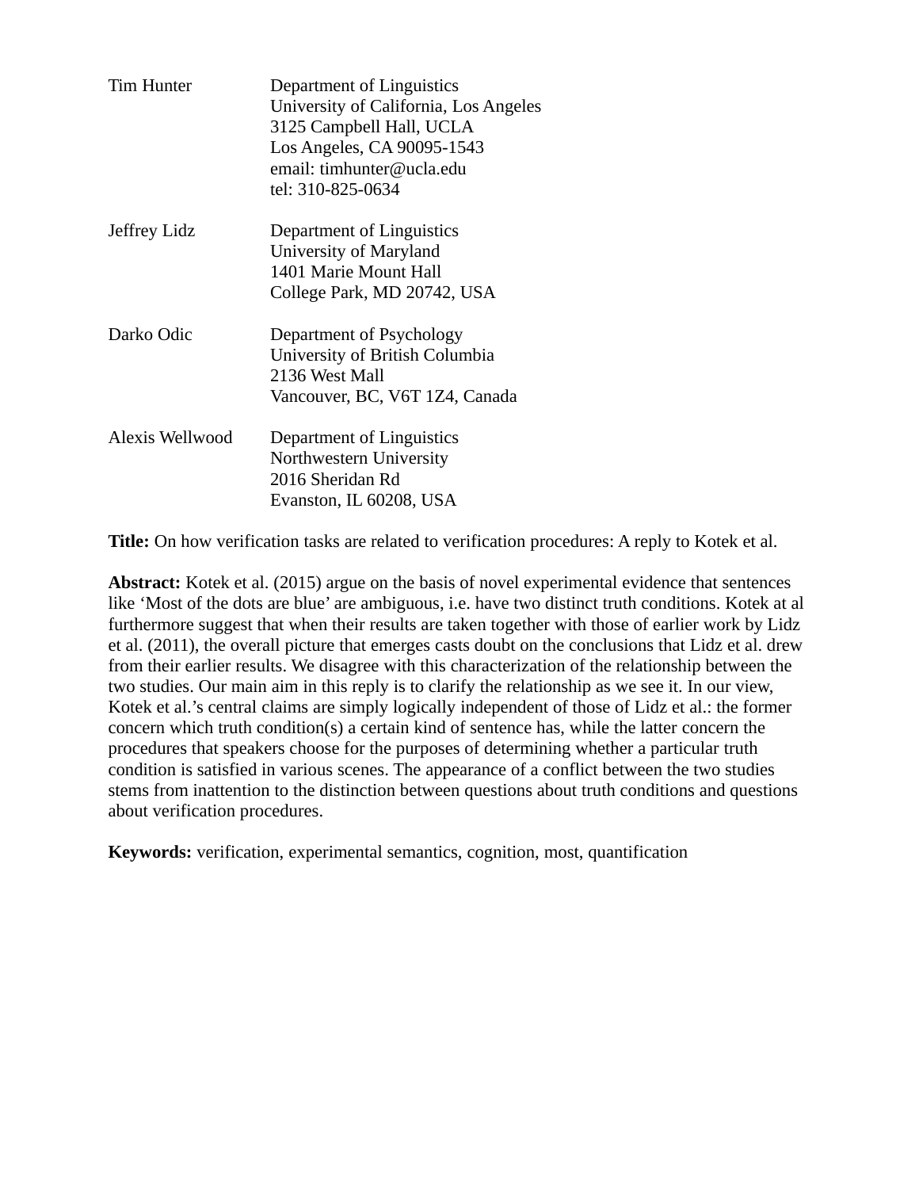Tim Hunter
Department of Linguistics
University of California, Los Angeles
3125 Campbell Hall, UCLA
Los Angeles, CA 90095-1543
email: timhunter@ucla.edu
tel: 310-825-0634

Jeffrey Lidz
Department of Linguistics
University of Maryland
1401 Marie Mount Hall
College Park, MD 20742, USA

Darko Odic
Department of Psychology
University of British Columbia
2136 West Mall
Vancouver, BC, V6T 1Z4, Canada

Alexis Wellwood
Department of Linguistics
Northwestern University
2016 Sheridan Rd
Evanston, IL 60208, USA

**Title:** On how verification tasks are related to verification procedures: A reply to Kotek et al.

**Abstract:** Kotek et al. (2015) argue on the basis of novel experimental evidence that sentences like 'Most of the dots are blue' are ambiguous, i.e. have two distinct truth conditions. Kotek at al furthermore suggest that when their results are taken together with those of earlier work by Lidz et al. (2011), the overall picture that emerges casts doubt on the conclusions that Lidz et al. drew from their earlier results. We disagree with this characterization of the relationship between the two studies. Our main aim in this reply is to clarify the relationship as we see it. In our view, Kotek et al.'s central claims are simply logically independent of those of Lidz et al.: the former concern which truth condition(s) a certain kind of sentence has, while the latter concern the procedures that speakers choose for the purposes of determining whether a particular truth condition is satisfied in various scenes. The appearance of a conflict between the two studies stems from inattention to the distinction between questions about truth conditions and questions about verification procedures.

**Keywords:** verification, experimental semantics, cognition, most, quantification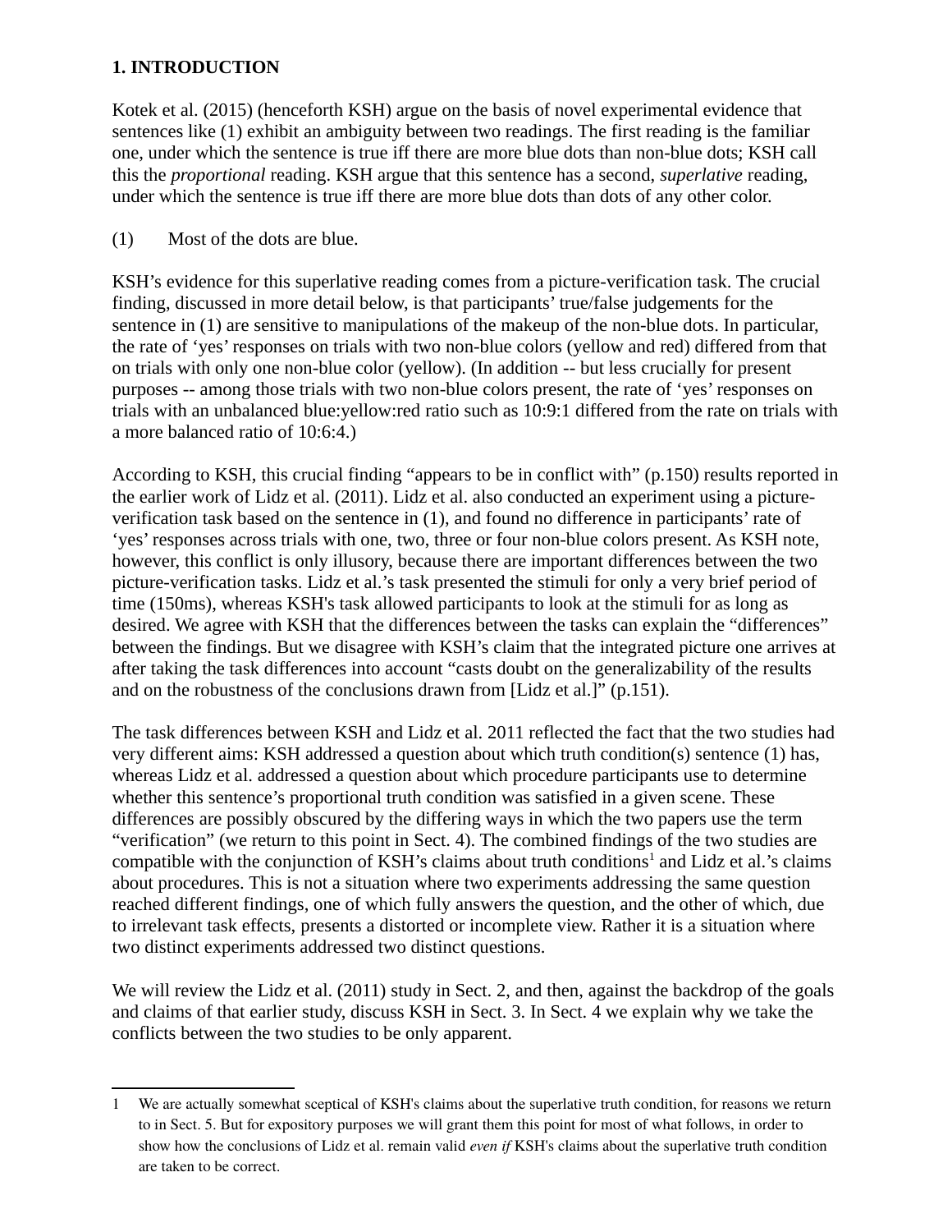# 1. INTRODUCTION

Kotek et al. (2015) (henceforth KSH) argue on the basis of novel experimental evidence that sentences like (1) exhibit an ambiguity between two readings. The first reading is the familiar one, under which the sentence is true iff there are more blue dots than non-blue dots; KSH call this the *proportional* reading. KSH argue that this sentence has a second, *superlative* reading, under which the sentence is true iff there are more blue dots than dots of any other color.

(1) Most of the dots are blue.

KSH's evidence for this superlative reading comes from a picture-verification task. The crucial finding, discussed in more detail below, is that participants' true/false judgements for the sentence in (1) are sensitive to manipulations of the makeup of the non-blue dots. In particular, the rate of 'yes' responses on trials with two non-blue colors (yellow and red) differed from that on trials with only one non-blue color (yellow). (In addition -- but less crucially for present purposes -- among those trials with two non-blue colors present, the rate of 'yes' responses on trials with an unbalanced blue:yellow:red ratio such as 10:9:1 differed from the rate on trials with a more balanced ratio of 10:6:4.)

According to KSH, this crucial finding "appears to be in conflict with" (p.150) results reported in the earlier work of Lidz et al. (2011). Lidz et al. also conducted an experiment using a picture-verification task based on the sentence in (1), and found no difference in participants' rate of 'yes' responses across trials with one, two, three or four non-blue colors present. As KSH note, however, this conflict is only illusory, because there are important differences between the two picture-verification tasks. Lidz et al.'s task presented the stimuli for only a very brief period of time (150ms), whereas KSH's task allowed participants to look at the stimuli for as long as desired. We agree with KSH that the differences between the tasks can explain the "differences" between the findings. But we disagree with KSH's claim that the integrated picture one arrives at after taking the task differences into account "casts doubt on the generalizability of the results and on the robustness of the conclusions drawn from [Lidz et al.]" (p.151).

The task differences between KSH and Lidz et al. 2011 reflected the fact that the two studies had very different aims: KSH addressed a question about which truth condition(s) sentence (1) has, whereas Lidz et al. addressed a question about which procedure participants use to determine whether this sentence's proportional truth condition was satisfied in a given scene. These differences are possibly obscured by the differing ways in which the two papers use the term "verification" (we return to this point in Sect. 4). The combined findings of the two studies are compatible with the conjunction of KSH's claims about truth conditions[1] and Lidz et al.'s claims about procedures. This is not a situation where two experiments addressing the same question reached different findings, one of which fully answers the question, and the other of which, due to irrelevant task effects, presents a distorted or incomplete view. Rather it is a situation where two distinct experiments addressed two distinct questions.

We will review the Lidz et al. (2011) study in Sect. 2, and then, against the backdrop of the goals and claims of that earlier study, discuss KSH in Sect. 3. In Sect. 4 we explain why we take the conflicts between the two studies to be only apparent.

---

1 We are actually somewhat sceptical of KSH's claims about the superlative truth condition, for reasons we return to in Sect. 5. But for expository purposes we will grant them this point for most of what follows, in order to show how the conclusions of Lidz et al. remain valid *even if* KSH's claims about the superlative truth condition are taken to be correct.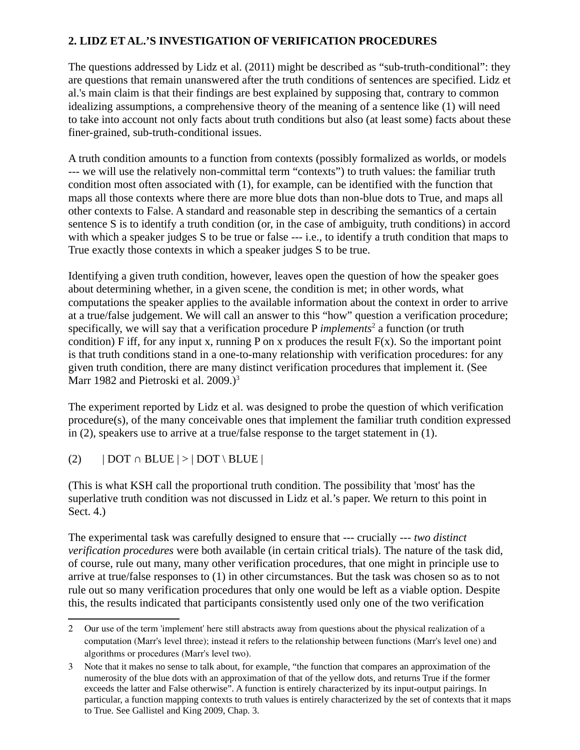## 2. LIDZ ET AL.'S INVESTIGATION OF VERIFICATION PROCEDURES

The questions addressed by Lidz et al. (2011) might be described as "sub-truth-conditional": they are questions that remain unanswered after the truth conditions of sentences are specified. Lidz et al.'s main claim is that their findings are best explained by supposing that, contrary to common idealizing assumptions, a comprehensive theory of the meaning of a sentence like (1) will need to take into account not only facts about truth conditions but also (at least some) facts about these finer-grained, sub-truth-conditional issues.

A truth condition amounts to a function from contexts (possibly formalized as worlds, or models --- we will use the relatively non-committal term "contexts") to truth values: the familiar truth condition most often associated with (1), for example, can be identified with the function that maps all those contexts where there are more blue dots than non-blue dots to True, and maps all other contexts to False. A standard and reasonable step in describing the semantics of a certain sentence S is to identify a truth condition (or, in the case of ambiguity, truth conditions) in accord with which a speaker judges S to be true or false --- i.e., to identify a truth condition that maps to True exactly those contexts in which a speaker judges S to be true.

Identifying a given truth condition, however, leaves open the question of how the speaker goes about determining whether, in a given scene, the condition is met; in other words, what computations the speaker applies to the available information about the context in order to arrive at a true/false judgement. We will call an answer to this "how" question a verification procedure; specifically, we will say that a verification procedure P *implements*[2] a function (or truth condition) F iff, for any input x, running P on x produces the result F(x). So the important point is that truth conditions stand in a one-to-many relationship with verification procedures: for any given truth condition, there are many distinct verification procedures that implement it. (See Marr 1982 and Pietroski et al. 2009.)[3]

The experiment reported by Lidz et al. was designed to probe the question of which verification procedure(s), of the many conceivable ones that implement the familiar truth condition expressed in (2), speakers use to arrive at a true/false response to the target statement in (1).

(2) $| DOT \cap BLUE | > | DOT \setminus BLUE |$

(This is what KSH call the proportional truth condition. The possibility that 'most' has the superlative truth condition was not discussed in Lidz et al.'s paper. We return to this point in Sect. 4.)

The experimental task was carefully designed to ensure that --- crucially --- *two distinct verification procedures* were both available (in certain critical trials). The nature of the task did, of course, rule out many, many other verification procedures, that one might in principle use to arrive at true/false responses to (1) in other circumstances. But the task was chosen so as to not rule out so many verification procedures that only one would be left as a viable option. Despite this, the results indicated that participants consistently used only one of the two verification

---

2 Our use of the term 'implement' here still abstracts away from questions about the physical realization of a computation (Marr's level three); instead it refers to the relationship between functions (Marr's level one) and algorithms or procedures (Marr's level two).

3 Note that it makes no sense to talk about, for example, "the function that compares an approximation of the numerosity of the blue dots with an approximation of that of the yellow dots, and returns True if the former exceeds the latter and False otherwise". A function is entirely characterized by its input-output pairings. In particular, a function mapping contexts to truth values is entirely characterized by the set of contexts that it maps to True. See Gallistel and King 2009, Chap. 3.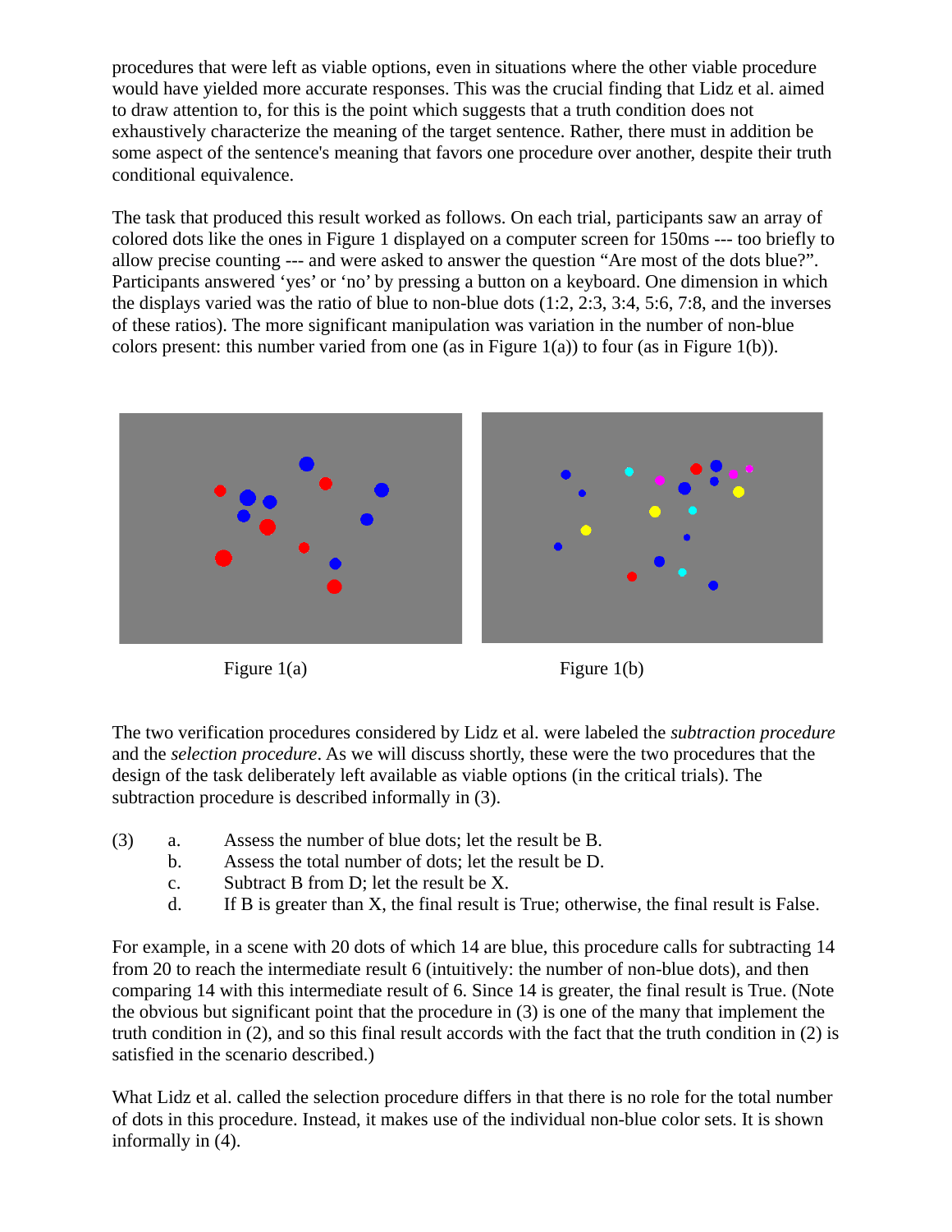procedures that were left as viable options, even in situations where the other viable procedure would have yielded more accurate responses. This was the crucial finding that Lidz et al. aimed to draw attention to, for this is the point which suggests that a truth condition does not exhaustively characterize the meaning of the target sentence. Rather, there must in addition be some aspect of the sentence's meaning that favors one procedure over another, despite their truth conditional equivalence.

The task that produced this result worked as follows. On each trial, participants saw an array of colored dots like the ones in Figure 1 displayed on a computer screen for 150ms --- too briefly to allow precise counting --- and were asked to answer the question "Are most of the dots blue?". Participants answered 'yes' or 'no' by pressing a button on a keyboard. One dimension in which the displays varied was the ratio of blue to non-blue dots (1:2, 2:3, 3:4, 5:6, 7:8, and the inverses of these ratios). The more significant manipulation was variation in the number of non-blue colors present: this number varied from one (as in Figure 1(a)) to four (as in Figure 1(b)).

Figure 1(a)

Figure 1(b)

The two verification procedures considered by Lidz et al. were labeled the *subtraction procedure* and the *selection procedure*. As we will discuss shortly, these were the two procedures that the design of the task deliberately left available as viable options (in the critical trials). The subtraction procedure is described informally in (3).

(3)
  a. Assess the number of blue dots; let the result be B.
  b. Assess the total number of dots; let the result be D.
  c. Subtract B from D; let the result be X.
  d. If B is greater than X, the final result is True; otherwise, the final result is False.

For example, in a scene with 20 dots of which 14 are blue, this procedure calls for subtracting 14 from 20 to reach the intermediate result 6 (intuitively: the number of non-blue dots), and then comparing 14 with this intermediate result of 6. Since 14 is greater, the final result is True. (Note the obvious but significant point that the procedure in (3) is one of the many that implement the truth condition in (2), and so this final result accords with the fact that the truth condition in (2) is satisfied in the scenario described.)

What Lidz et al. called the selection procedure differs in that there is no role for the total number of dots in this procedure. Instead, it makes use of the individual non-blue color sets. It is shown informally in (4).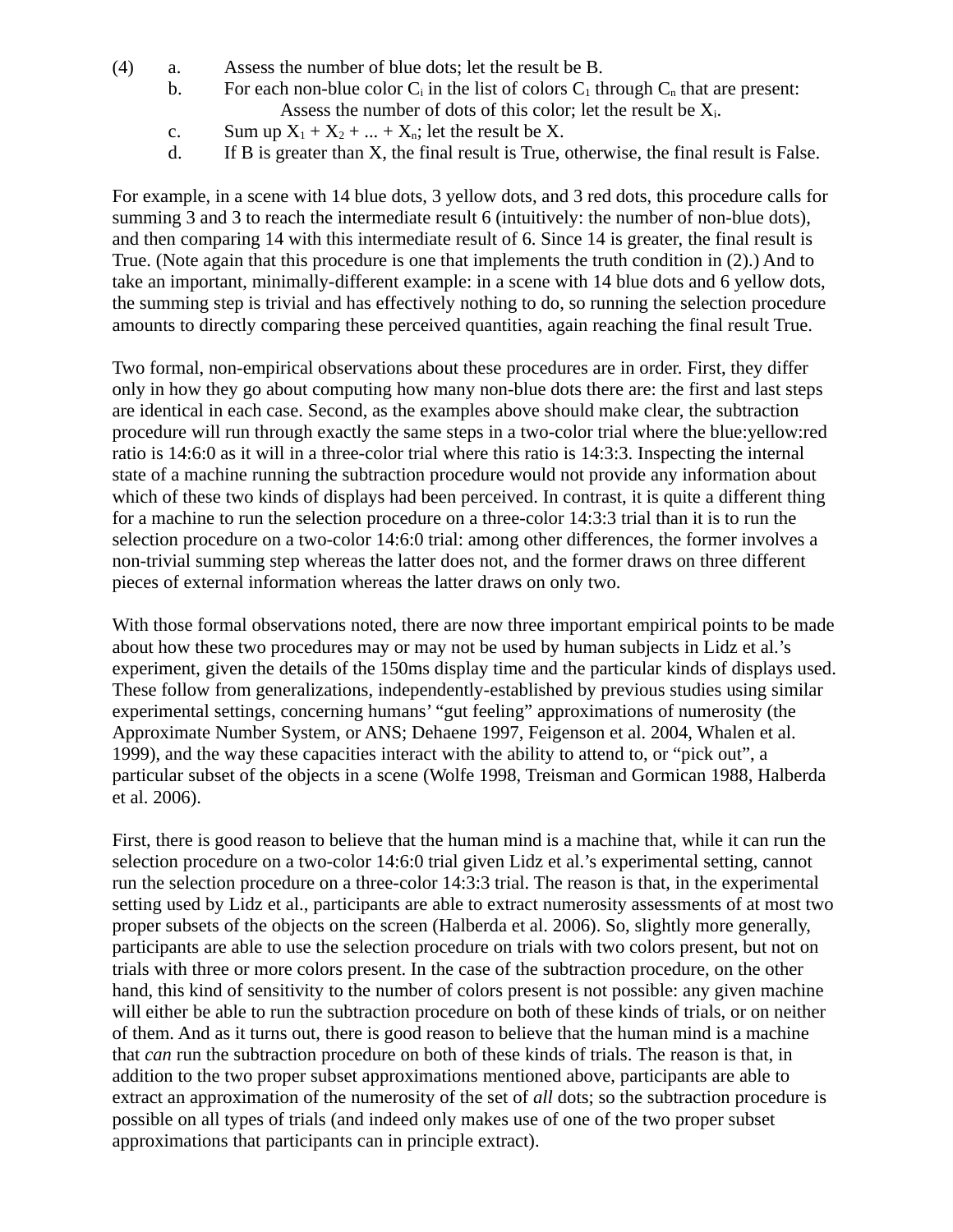(4) a. Assess the number of blue dots; let the result be B.

b. For each non-blue color $C_i$ in the list of colors $C_1$ through $C_n$ that are present:
   Assess the number of dots of this color; let the result be $X_i$.

c. Sum up $X_1 + X_2 + ... + X_n$; let the result be X.

d. If B is greater than X, the final result is True, otherwise, the final result is False.

For example, in a scene with 14 blue dots, 3 yellow dots, and 3 red dots, this procedure calls for summing 3 and 3 to reach the intermediate result 6 (intuitively: the number of non-blue dots), and then comparing 14 with this intermediate result of 6. Since 14 is greater, the final result is True. (Note again that this procedure is one that implements the truth condition in (2).) And to take an important, minimally-different example: in a scene with 14 blue dots and 6 yellow dots, the summing step is trivial and has effectively nothing to do, so running the selection procedure amounts to directly comparing these perceived quantities, again reaching the final result True.

Two formal, non-empirical observations about these procedures are in order. First, they differ only in how they go about computing how many non-blue dots there are: the first and last steps are identical in each case. Second, as the examples above should make clear, the subtraction procedure will run through exactly the same steps in a two-color trial where the blue:yellow:red ratio is 14:6:0 as it will in a three-color trial where this ratio is 14:3:3. Inspecting the internal state of a machine running the subtraction procedure would not provide any information about which of these two kinds of displays had been perceived. In contrast, it is quite a different thing for a machine to run the selection procedure on a three-color 14:3:3 trial than it is to run the selection procedure on a two-color 14:6:0 trial: among other differences, the former involves a non-trivial summing step whereas the latter does not, and the former draws on three different pieces of external information whereas the latter draws on only two.

With those formal observations noted, there are now three important empirical points to be made about how these two procedures may or may not be used by human subjects in Lidz et al.'s experiment, given the details of the 150ms display time and the particular kinds of displays used. These follow from generalizations, independently-established by previous studies using similar experimental settings, concerning humans' "gut feeling" approximations of numerosity (the Approximate Number System, or ANS; Dehaene 1997, Feigenson et al. 2004, Whalen et al. 1999), and the way these capacities interact with the ability to attend to, or "pick out", a particular subset of the objects in a scene (Wolfe 1998, Treisman and Gormican 1988, Halberda et al. 2006).

First, there is good reason to believe that the human mind is a machine that, while it can run the selection procedure on a two-color 14:6:0 trial given Lidz et al.'s experimental setting, cannot run the selection procedure on a three-color 14:3:3 trial. The reason is that, in the experimental setting used by Lidz et al., participants are able to extract numerosity assessments of at most two proper subsets of the objects on the screen (Halberda et al. 2006). So, slightly more generally, participants are able to use the selection procedure on trials with two colors present, but not on trials with three or more colors present. In the case of the subtraction procedure, on the other hand, this kind of sensitivity to the number of colors present is not possible: any given machine will either be able to run the subtraction procedure on both of these kinds of trials, or on neither of them. And as it turns out, there is good reason to believe that the human mind is a machine that *can* run the subtraction procedure on both of these kinds of trials. The reason is that, in addition to the two proper subset approximations mentioned above, participants are able to extract an approximation of the numerosity of the set of *all* dots; so the subtraction procedure is possible on all types of trials (and indeed only makes use of one of the two proper subset approximations that participants can in principle extract).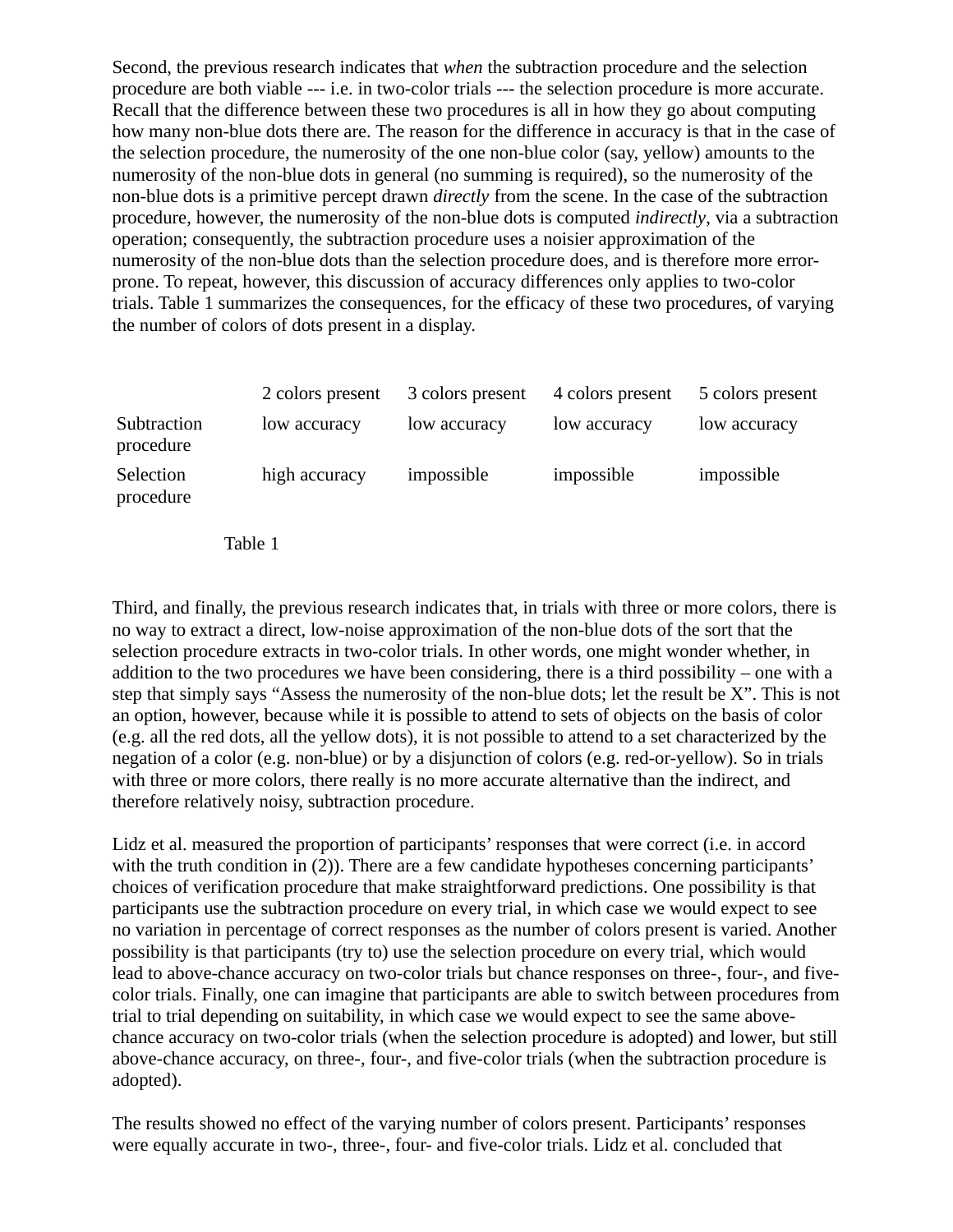Second, the previous research indicates that *when* the subtraction procedure and the selection procedure are both viable --- i.e. in two-color trials --- the selection procedure is more accurate. Recall that the difference between these two procedures is all in how they go about computing how many non-blue dots there are. The reason for the difference in accuracy is that in the case of the selection procedure, the numerosity of the one non-blue color (say, yellow) amounts to the numerosity of the non-blue dots in general (no summing is required), so the numerosity of the non-blue dots is a primitive percept drawn *directly* from the scene. In the case of the subtraction procedure, however, the numerosity of the non-blue dots is computed *indirectly*, via a subtraction operation; consequently, the subtraction procedure uses a noisier approximation of the numerosity of the non-blue dots than the selection procedure does, and is therefore more error-prone. To repeat, however, this discussion of accuracy differences only applies to two-color trials. Table 1 summarizes the consequences, for the efficacy of these two procedures, of varying the number of colors of dots present in a display.

| | 2 colors present | 3 colors present | 4 colors present | 5 colors present |
|---|---|---|---|---|
| Subtraction procedure | low accuracy | low accuracy | low accuracy | low accuracy |
| Selection procedure | high accuracy | impossible | impossible | impossible |

Table 1

Third, and finally, the previous research indicates that, in trials with three or more colors, there is no way to extract a direct, low-noise approximation of the non-blue dots of the sort that the selection procedure extracts in two-color trials. In other words, one might wonder whether, in addition to the two procedures we have been considering, there is a third possibility – one with a step that simply says "Assess the numerosity of the non-blue dots; let the result be X". This is not an option, however, because while it is possible to attend to sets of objects on the basis of color (e.g. all the red dots, all the yellow dots), it is not possible to attend to a set characterized by the negation of a color (e.g. non-blue) or by a disjunction of colors (e.g. red-or-yellow). So in trials with three or more colors, there really is no more accurate alternative than the indirect, and therefore relatively noisy, subtraction procedure.

Lidz et al. measured the proportion of participants' responses that were correct (i.e. in accord with the truth condition in (2)). There are a few candidate hypotheses concerning participants' choices of verification procedure that make straightforward predictions. One possibility is that participants use the subtraction procedure on every trial, in which case we would expect to see no variation in percentage of correct responses as the number of colors present is varied. Another possibility is that participants (try to) use the selection procedure on every trial, which would lead to above-chance accuracy on two-color trials but chance responses on three-, four-, and five-color trials. Finally, one can imagine that participants are able to switch between procedures from trial to trial depending on suitability, in which case we would expect to see the same above-chance accuracy on two-color trials (when the selection procedure is adopted) and lower, but still above-chance accuracy, on three-, four-, and five-color trials (when the subtraction procedure is adopted).

The results showed no effect of the varying number of colors present. Participants' responses were equally accurate in two-, three-, four- and five-color trials. Lidz et al. concluded that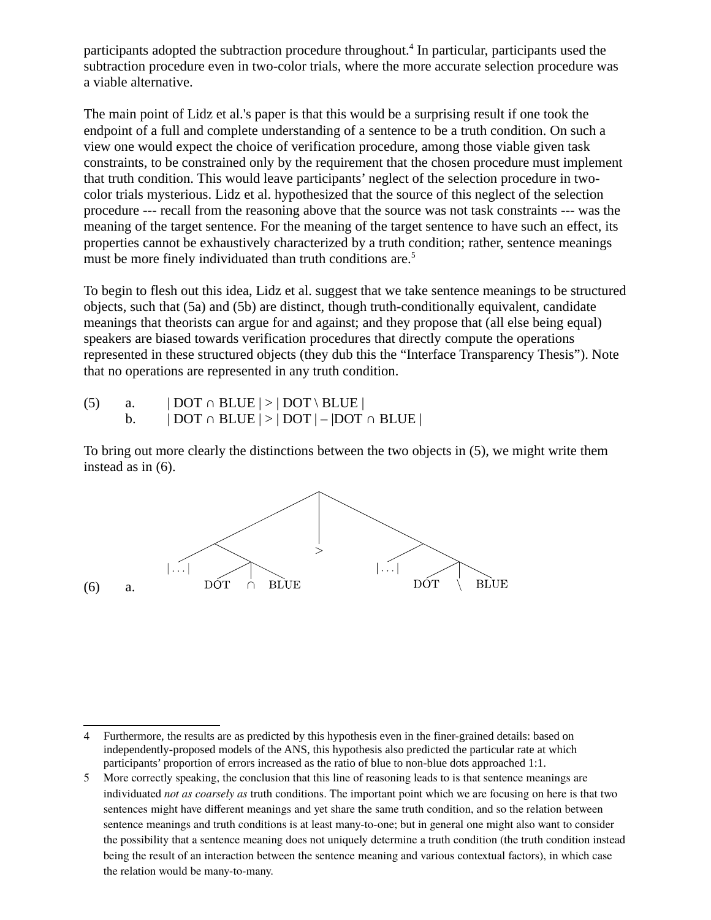participants adopted the subtraction procedure throughout.[4] In particular, participants used the subtraction procedure even in two-color trials, where the more accurate selection procedure was a viable alternative.

The main point of Lidz et al.'s paper is that this would be a surprising result if one took the endpoint of a full and complete understanding of a sentence to be a truth condition. On such a view one would expect the choice of verification procedure, among those viable given task constraints, to be constrained only by the requirement that the chosen procedure must implement that truth condition. This would leave participants' neglect of the selection procedure in two-color trials mysterious. Lidz et al. hypothesized that the source of this neglect of the selection procedure --- recall from the reasoning above that the source was not task constraints --- was the meaning of the target sentence. For the meaning of the target sentence to have such an effect, its properties cannot be exhaustively characterized by a truth condition; rather, sentence meanings must be more finely individuated than truth conditions are.[5]

To begin to flesh out this idea, Lidz et al. suggest that we take sentence meanings to be structured objects, such that (5a) and (5b) are distinct, though truth-conditionally equivalent, candidate meanings that theorists can argue for and against; and they propose that (all else being equal) speakers are biased towards verification procedures that directly compute the operations represented in these structured objects (they dub this the "Interface Transparency Thesis"). Note that no operations are represented in any truth condition.

(5) a. $| \text{DOT} \cap \text{BLUE} | > | \text{DOT} \setminus \text{BLUE} |$
    b. $| \text{DOT} \cap \text{BLUE} | > | \text{DOT} | - |\text{DOT} \cap \text{BLUE} |$

To bring out more clearly the distinctions between the two objects in (5), we might write them instead as in (6).

(6) a.

```
                         /|\
                        / | \
                       /  >  \
                      /       \
                     /\        /\
              |...|   /|\  |...|  /|\
                 DOT ∩ BLUE     DOT \ BLUE
```

---

4 Furthermore, the results are as predicted by this hypothesis even in the finer-grained details: based on independently-proposed models of the ANS, this hypothesis also predicted the particular rate at which participants' proportion of errors increased as the ratio of blue to non-blue dots approached 1:1.

5 More correctly speaking, the conclusion that this line of reasoning leads to is that sentence meanings are individuated *not as coarsely as* truth conditions. The important point which we are focusing on here is that two sentences might have different meanings and yet share the same truth condition, and so the relation between sentence meanings and truth conditions is at least many-to-one; but in general one might also want to consider the possibility that a sentence meaning does not uniquely determine a truth condition (the truth condition instead being the result of an interaction between the sentence meaning and various contextual factors), in which case the relation would be many-to-many.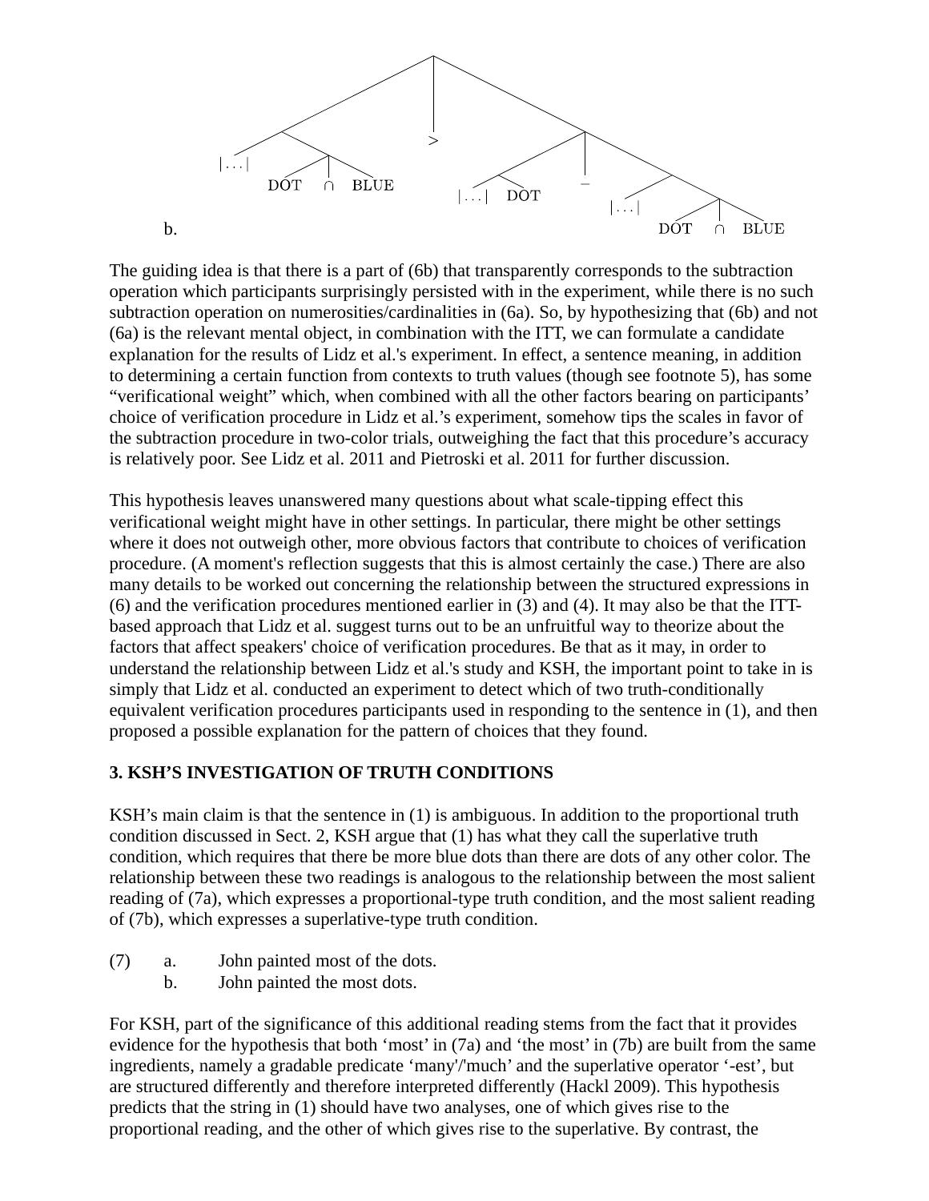b. $[\,[\,|\ldots|\ [\text{DOT} \cap \text{BLUE}]\,]\ >\ [\,[\,|\ldots|\ \text{DOT}\,]\ -\ [\,|\ldots|\ [\text{DOT} \cap \text{BLUE}]\,]\,]\,]$

The guiding idea is that there is a part of (6b) that transparently corresponds to the subtraction operation which participants surprisingly persisted with in the experiment, while there is no such subtraction operation on numerosities/cardinalities in (6a). So, by hypothesizing that (6b) and not (6a) is the relevant mental object, in combination with the ITT, we can formulate a candidate explanation for the results of Lidz et al.'s experiment. In effect, a sentence meaning, in addition to determining a certain function from contexts to truth values (though see footnote 5), has some "verificational weight" which, when combined with all the other factors bearing on participants' choice of verification procedure in Lidz et al.'s experiment, somehow tips the scales in favor of the subtraction procedure in two-color trials, outweighing the fact that this procedure's accuracy is relatively poor. See Lidz et al. 2011 and Pietroski et al. 2011 for further discussion.

This hypothesis leaves unanswered many questions about what scale-tipping effect this verificational weight might have in other settings. In particular, there might be other settings where it does not outweigh other, more obvious factors that contribute to choices of verification procedure. (A moment's reflection suggests that this is almost certainly the case.) There are also many details to be worked out concerning the relationship between the structured expressions in (6) and the verification procedures mentioned earlier in (3) and (4). It may also be that the ITT-based approach that Lidz et al. suggest turns out to be an unfruitful way to theorize about the factors that affect speakers' choice of verification procedures. Be that as it may, in order to understand the relationship between Lidz et al.'s study and KSH, the important point to take in is simply that Lidz et al. conducted an experiment to detect which of two truth-conditionally equivalent verification procedures participants used in responding to the sentence in (1), and then proposed a possible explanation for the pattern of choices that they found.

## 3. KSH'S INVESTIGATION OF TRUTH CONDITIONS

KSH's main claim is that the sentence in (1) is ambiguous. In addition to the proportional truth condition discussed in Sect. 2, KSH argue that (1) has what they call the superlative truth condition, which requires that there be more blue dots than there are dots of any other color. The relationship between these two readings is analogous to the relationship between the most salient reading of (7a), which expresses a proportional-type truth condition, and the most salient reading of (7b), which expresses a superlative-type truth condition.

(7) a. John painted most of the dots.
  b. John painted the most dots.

For KSH, part of the significance of this additional reading stems from the fact that it provides evidence for the hypothesis that both 'most' in (7a) and 'the most' in (7b) are built from the same ingredients, namely a gradable predicate 'many'/'much' and the superlative operator '-est', but are structured differently and therefore interpreted differently (Hackl 2009). This hypothesis predicts that the string in (1) should have two analyses, one of which gives rise to the proportional reading, and the other of which gives rise to the superlative. By contrast, the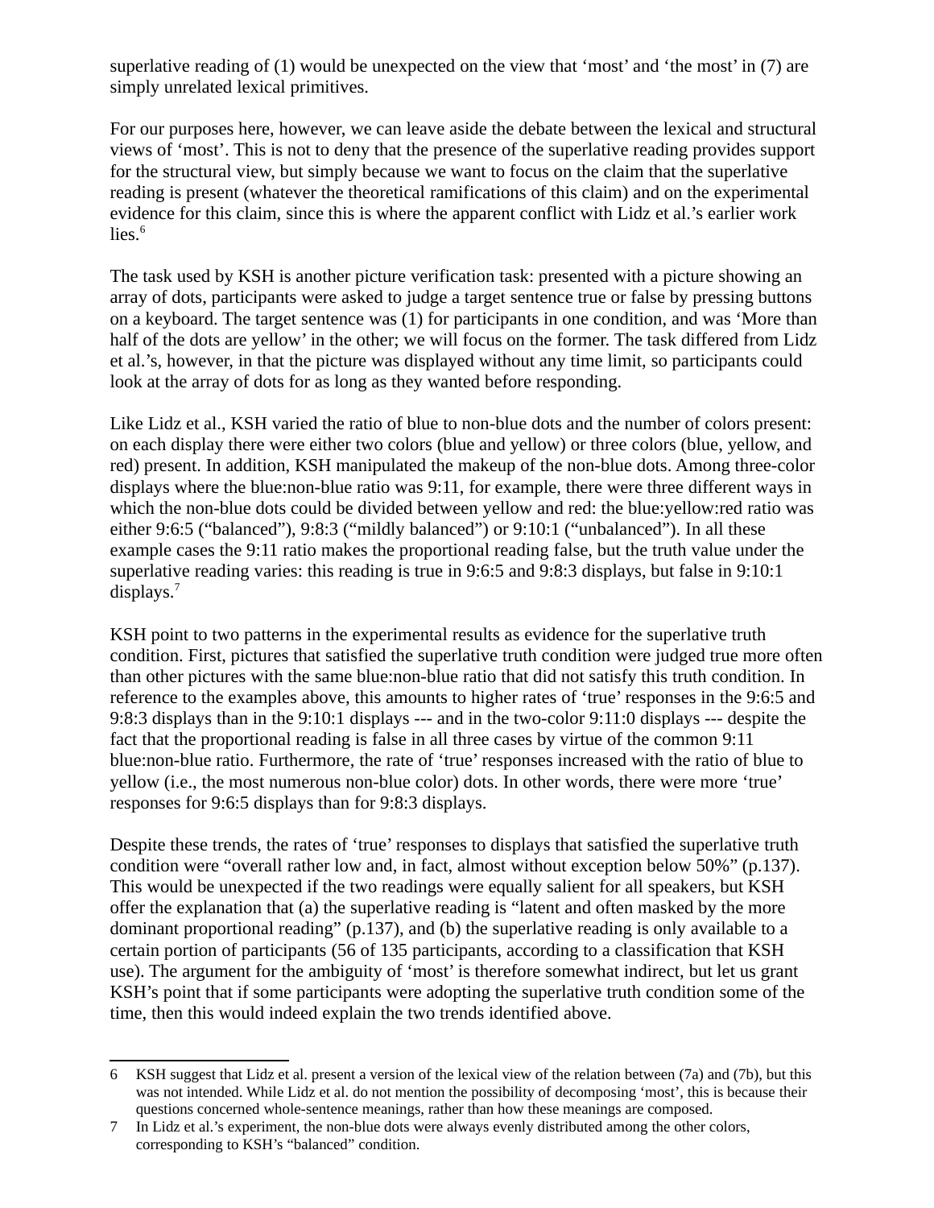superlative reading of (1) would be unexpected on the view that 'most' and 'the most' in (7) are simply unrelated lexical primitives.

For our purposes here, however, we can leave aside the debate between the lexical and structural views of 'most'. This is not to deny that the presence of the superlative reading provides support for the structural view, but simply because we want to focus on the claim that the superlative reading is present (whatever the theoretical ramifications of this claim) and on the experimental evidence for this claim, since this is where the apparent conflict with Lidz et al.'s earlier work lies.[6]

The task used by KSH is another picture verification task: presented with a picture showing an array of dots, participants were asked to judge a target sentence true or false by pressing buttons on a keyboard. The target sentence was (1) for participants in one condition, and was 'More than half of the dots are yellow' in the other; we will focus on the former. The task differed from Lidz et al.'s, however, in that the picture was displayed without any time limit, so participants could look at the array of dots for as long as they wanted before responding.

Like Lidz et al., KSH varied the ratio of blue to non-blue dots and the number of colors present: on each display there were either two colors (blue and yellow) or three colors (blue, yellow, and red) present. In addition, KSH manipulated the makeup of the non-blue dots. Among three-color displays where the blue:non-blue ratio was 9:11, for example, there were three different ways in which the non-blue dots could be divided between yellow and red: the blue:yellow:red ratio was either 9:6:5 ("balanced"), 9:8:3 ("mildly balanced") or 9:10:1 ("unbalanced"). In all these example cases the 9:11 ratio makes the proportional reading false, but the truth value under the superlative reading varies: this reading is true in 9:6:5 and 9:8:3 displays, but false in 9:10:1 displays.[7]

KSH point to two patterns in the experimental results as evidence for the superlative truth condition. First, pictures that satisfied the superlative truth condition were judged true more often than other pictures with the same blue:non-blue ratio that did not satisfy this truth condition. In reference to the examples above, this amounts to higher rates of 'true' responses in the 9:6:5 and 9:8:3 displays than in the 9:10:1 displays --- and in the two-color 9:11:0 displays --- despite the fact that the proportional reading is false in all three cases by virtue of the common 9:11 blue:non-blue ratio. Furthermore, the rate of 'true' responses increased with the ratio of blue to yellow (i.e., the most numerous non-blue color) dots. In other words, there were more 'true' responses for 9:6:5 displays than for 9:8:3 displays.

Despite these trends, the rates of 'true' responses to displays that satisfied the superlative truth condition were "overall rather low and, in fact, almost without exception below 50%" (p.137). This would be unexpected if the two readings were equally salient for all speakers, but KSH offer the explanation that (a) the superlative reading is "latent and often masked by the more dominant proportional reading" (p.137), and (b) the superlative reading is only available to a certain portion of participants (56 of 135 participants, according to a classification that KSH use). The argument for the ambiguity of 'most' is therefore somewhat indirect, but let us grant KSH's point that if some participants were adopting the superlative truth condition some of the time, then this would indeed explain the two trends identified above.

---

6 KSH suggest that Lidz et al. present a version of the lexical view of the relation between (7a) and (7b), but this was not intended. While Lidz et al. do not mention the possibility of decomposing 'most', this is because their questions concerned whole-sentence meanings, rather than how these meanings are composed.

7 In Lidz et al.'s experiment, the non-blue dots were always evenly distributed among the other colors, corresponding to KSH's "balanced" condition.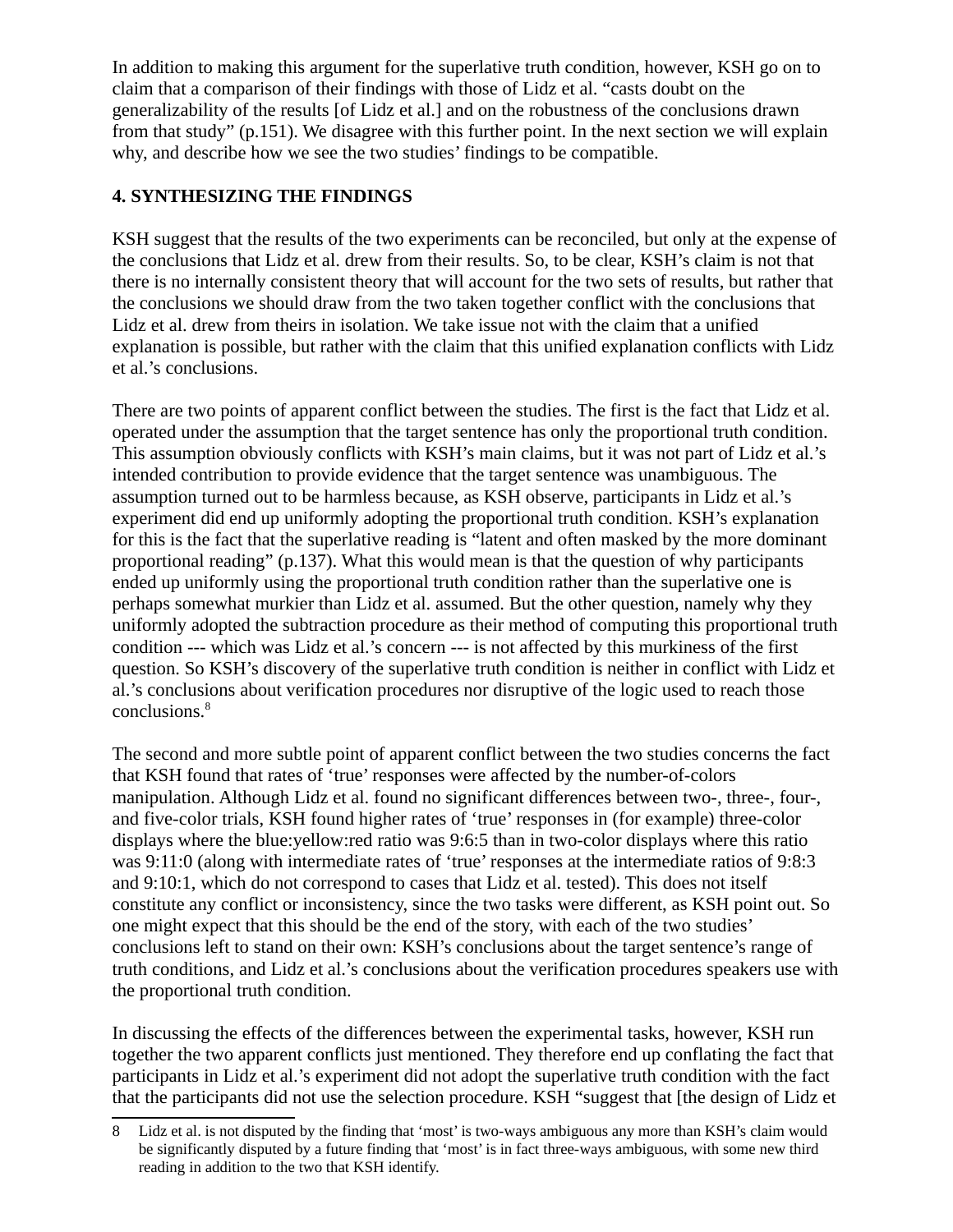In addition to making this argument for the superlative truth condition, however, KSH go on to claim that a comparison of their findings with those of Lidz et al. “casts doubt on the generalizability of the results [of Lidz et al.] and on the robustness of the conclusions drawn from that study” (p.151). We disagree with this further point. In the next section we will explain why, and describe how we see the two studies’ findings to be compatible.

## 4. SYNTHESIZING THE FINDINGS

KSH suggest that the results of the two experiments can be reconciled, but only at the expense of the conclusions that Lidz et al. drew from their results. So, to be clear, KSH’s claim is not that there is no internally consistent theory that will account for the two sets of results, but rather that the conclusions we should draw from the two taken together conflict with the conclusions that Lidz et al. drew from theirs in isolation. We take issue not with the claim that a unified explanation is possible, but rather with the claim that this unified explanation conflicts with Lidz et al.’s conclusions.

There are two points of apparent conflict between the studies. The first is the fact that Lidz et al. operated under the assumption that the target sentence has only the proportional truth condition. This assumption obviously conflicts with KSH’s main claims, but it was not part of Lidz et al.’s intended contribution to provide evidence that the target sentence was unambiguous. The assumption turned out to be harmless because, as KSH observe, participants in Lidz et al.’s experiment did end up uniformly adopting the proportional truth condition. KSH’s explanation for this is the fact that the superlative reading is “latent and often masked by the more dominant proportional reading” (p.137). What this would mean is that the question of why participants ended up uniformly using the proportional truth condition rather than the superlative one is perhaps somewhat murkier than Lidz et al. assumed. But the other question, namely why they uniformly adopted the subtraction procedure as their method of computing this proportional truth condition --- which was Lidz et al.’s concern --- is not affected by this murkiness of the first question. So KSH’s discovery of the superlative truth condition is neither in conflict with Lidz et al.’s conclusions about verification procedures nor disruptive of the logic used to reach those conclusions.[8]

The second and more subtle point of apparent conflict between the two studies concerns the fact that KSH found that rates of ‘true’ responses were affected by the number-of-colors manipulation. Although Lidz et al. found no significant differences between two-, three-, four-, and five-color trials, KSH found higher rates of ‘true’ responses in (for example) three-color displays where the blue:yellow:red ratio was 9:6:5 than in two-color displays where this ratio was 9:11:0 (along with intermediate rates of ‘true’ responses at the intermediate ratios of 9:8:3 and 9:10:1, which do not correspond to cases that Lidz et al. tested). This does not itself constitute any conflict or inconsistency, since the two tasks were different, as KSH point out. So one might expect that this should be the end of the story, with each of the two studies’ conclusions left to stand on their own: KSH’s conclusions about the target sentence’s range of truth conditions, and Lidz et al.’s conclusions about the verification procedures speakers use with the proportional truth condition.

In discussing the effects of the differences between the experimental tasks, however, KSH run together the two apparent conflicts just mentioned. They therefore end up conflating the fact that participants in Lidz et al.’s experiment did not adopt the superlative truth condition with the fact that the participants did not use the selection procedure. KSH “suggest that [the design of Lidz et

---

8 Lidz et al. is not disputed by the finding that ‘most’ is two-ways ambiguous any more than KSH’s claim would be significantly disputed by a future finding that ‘most’ is in fact three-ways ambiguous, with some new third reading in addition to the two that KSH identify.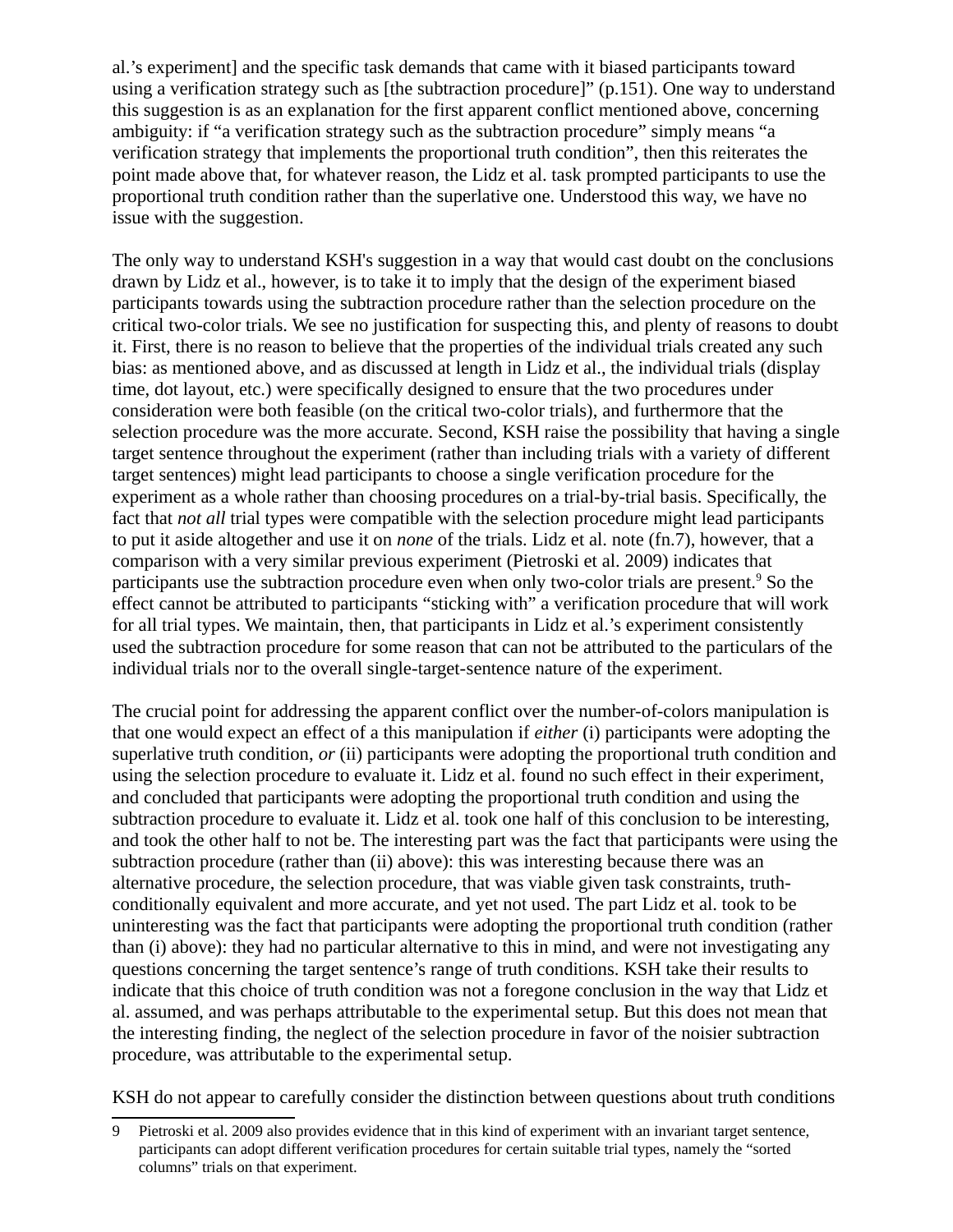al.'s experiment] and the specific task demands that came with it biased participants toward using a verification strategy such as [the subtraction procedure]" (p.151). One way to understand this suggestion is as an explanation for the first apparent conflict mentioned above, concerning ambiguity: if "a verification strategy such as the subtraction procedure" simply means "a verification strategy that implements the proportional truth condition", then this reiterates the point made above that, for whatever reason, the Lidz et al. task prompted participants to use the proportional truth condition rather than the superlative one. Understood this way, we have no issue with the suggestion.

The only way to understand KSH's suggestion in a way that would cast doubt on the conclusions drawn by Lidz et al., however, is to take it to imply that the design of the experiment biased participants towards using the subtraction procedure rather than the selection procedure on the critical two-color trials. We see no justification for suspecting this, and plenty of reasons to doubt it. First, there is no reason to believe that the properties of the individual trials created any such bias: as mentioned above, and as discussed at length in Lidz et al., the individual trials (display time, dot layout, etc.) were specifically designed to ensure that the two procedures under consideration were both feasible (on the critical two-color trials), and furthermore that the selection procedure was the more accurate. Second, KSH raise the possibility that having a single target sentence throughout the experiment (rather than including trials with a variety of different target sentences) might lead participants to choose a single verification procedure for the experiment as a whole rather than choosing procedures on a trial-by-trial basis. Specifically, the fact that *not all* trial types were compatible with the selection procedure might lead participants to put it aside altogether and use it on *none* of the trials. Lidz et al. note (fn.7), however, that a comparison with a very similar previous experiment (Pietroski et al. 2009) indicates that participants use the subtraction procedure even when only two-color trials are present.[9] So the effect cannot be attributed to participants "sticking with" a verification procedure that will work for all trial types. We maintain, then, that participants in Lidz et al.'s experiment consistently used the subtraction procedure for some reason that can not be attributed to the particulars of the individual trials nor to the overall single-target-sentence nature of the experiment.

The crucial point for addressing the apparent conflict over the number-of-colors manipulation is that one would expect an effect of a this manipulation if *either* (i) participants were adopting the superlative truth condition, *or* (ii) participants were adopting the proportional truth condition and using the selection procedure to evaluate it. Lidz et al. found no such effect in their experiment, and concluded that participants were adopting the proportional truth condition and using the subtraction procedure to evaluate it. Lidz et al. took one half of this conclusion to be interesting, and took the other half to not be. The interesting part was the fact that participants were using the subtraction procedure (rather than (ii) above): this was interesting because there was an alternative procedure, the selection procedure, that was viable given task constraints, truth-conditionally equivalent and more accurate, and yet not used. The part Lidz et al. took to be uninteresting was the fact that participants were adopting the proportional truth condition (rather than (i) above): they had no particular alternative to this in mind, and were not investigating any questions concerning the target sentence's range of truth conditions. KSH take their results to indicate that this choice of truth condition was not a foregone conclusion in the way that Lidz et al. assumed, and was perhaps attributable to the experimental setup. But this does not mean that the interesting finding, the neglect of the selection procedure in favor of the noisier subtraction procedure, was attributable to the experimental setup.

KSH do not appear to carefully consider the distinction between questions about truth conditions

---

9 Pietroski et al. 2009 also provides evidence that in this kind of experiment with an invariant target sentence, participants can adopt different verification procedures for certain suitable trial types, namely the "sorted columns" trials on that experiment.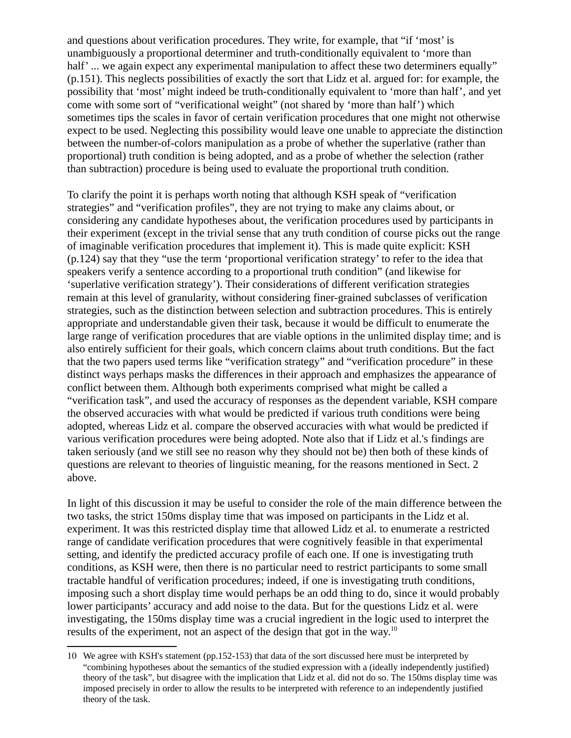and questions about verification procedures. They write, for example, that "if 'most' is unambiguously a proportional determiner and truth-conditionally equivalent to 'more than half' ... we again expect any experimental manipulation to affect these two determiners equally" (p.151). This neglects possibilities of exactly the sort that Lidz et al. argued for: for example, the possibility that 'most' might indeed be truth-conditionally equivalent to 'more than half', and yet come with some sort of "verificational weight" (not shared by 'more than half') which sometimes tips the scales in favor of certain verification procedures that one might not otherwise expect to be used. Neglecting this possibility would leave one unable to appreciate the distinction between the number-of-colors manipulation as a probe of whether the superlative (rather than proportional) truth condition is being adopted, and as a probe of whether the selection (rather than subtraction) procedure is being used to evaluate the proportional truth condition.

To clarify the point it is perhaps worth noting that although KSH speak of "verification strategies" and "verification profiles", they are not trying to make any claims about, or considering any candidate hypotheses about, the verification procedures used by participants in their experiment (except in the trivial sense that any truth condition of course picks out the range of imaginable verification procedures that implement it). This is made quite explicit: KSH (p.124) say that they "use the term 'proportional verification strategy' to refer to the idea that speakers verify a sentence according to a proportional truth condition" (and likewise for 'superlative verification strategy'). Their considerations of different verification strategies remain at this level of granularity, without considering finer-grained subclasses of verification strategies, such as the distinction between selection and subtraction procedures. This is entirely appropriate and understandable given their task, because it would be difficult to enumerate the large range of verification procedures that are viable options in the unlimited display time; and is also entirely sufficient for their goals, which concern claims about truth conditions. But the fact that the two papers used terms like "verification strategy" and "verification procedure" in these distinct ways perhaps masks the differences in their approach and emphasizes the appearance of conflict between them. Although both experiments comprised what might be called a "verification task", and used the accuracy of responses as the dependent variable, KSH compare the observed accuracies with what would be predicted if various truth conditions were being adopted, whereas Lidz et al. compare the observed accuracies with what would be predicted if various verification procedures were being adopted. Note also that if Lidz et al.'s findings are taken seriously (and we still see no reason why they should not be) then both of these kinds of questions are relevant to theories of linguistic meaning, for the reasons mentioned in Sect. 2 above.

In light of this discussion it may be useful to consider the role of the main difference between the two tasks, the strict 150ms display time that was imposed on participants in the Lidz et al. experiment. It was this restricted display time that allowed Lidz et al. to enumerate a restricted range of candidate verification procedures that were cognitively feasible in that experimental setting, and identify the predicted accuracy profile of each one. If one is investigating truth conditions, as KSH were, then there is no particular need to restrict participants to some small tractable handful of verification procedures; indeed, if one is investigating truth conditions, imposing such a short display time would perhaps be an odd thing to do, since it would probably lower participants' accuracy and add noise to the data. But for the questions Lidz et al. were investigating, the 150ms display time was a crucial ingredient in the logic used to interpret the results of the experiment, not an aspect of the design that got in the way.[10]

---

10 We agree with KSH's statement (pp.152-153) that data of the sort discussed here must be interpreted by "combining hypotheses about the semantics of the studied expression with a (ideally independently justified) theory of the task", but disagree with the implication that Lidz et al. did not do so. The 150ms display time was imposed precisely in order to allow the results to be interpreted with reference to an independently justified theory of the task.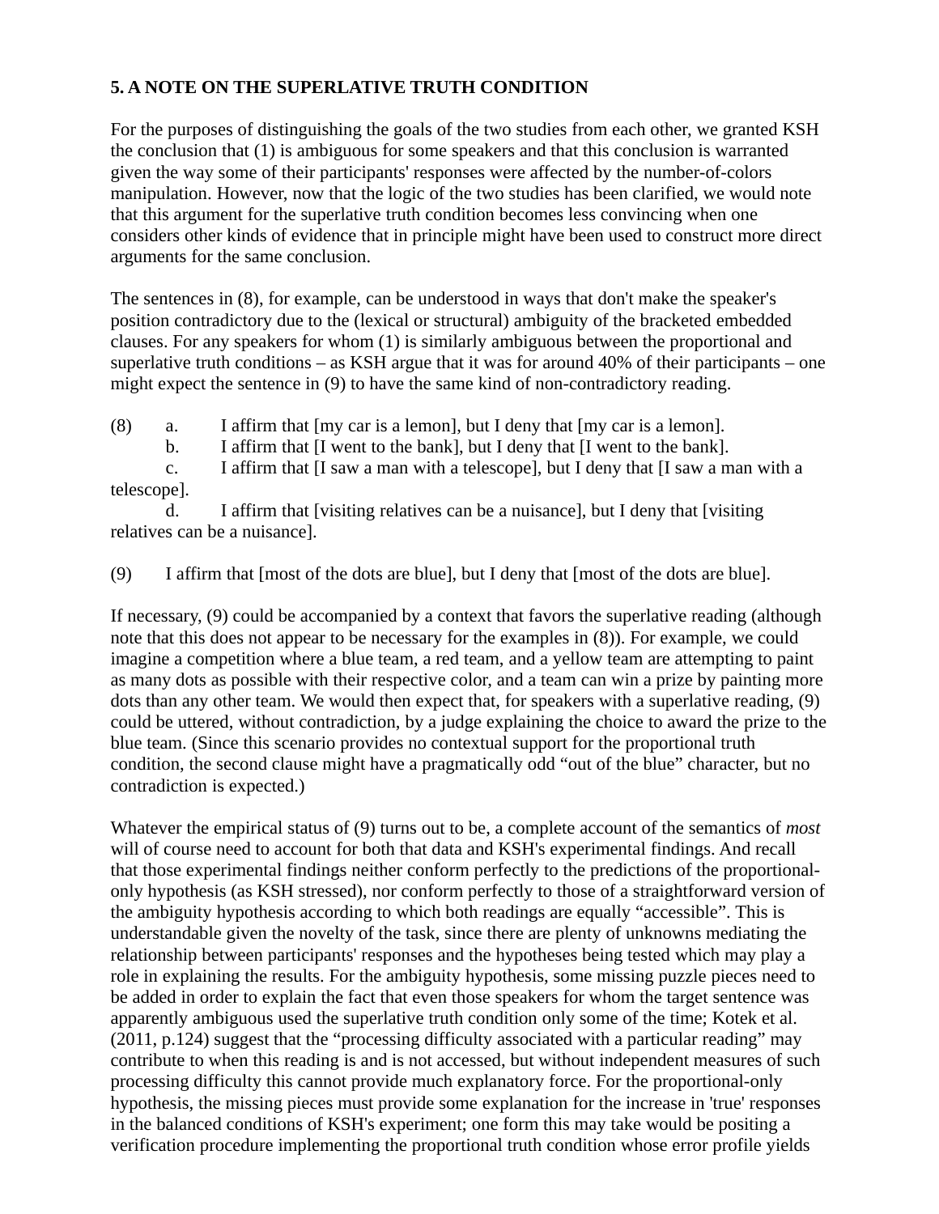## 5. A NOTE ON THE SUPERLATIVE TRUTH CONDITION

For the purposes of distinguishing the goals of the two studies from each other, we granted KSH the conclusion that (1) is ambiguous for some speakers and that this conclusion is warranted given the way some of their participants' responses were affected by the number-of-colors manipulation. However, now that the logic of the two studies has been clarified, we would note that this argument for the superlative truth condition becomes less convincing when one considers other kinds of evidence that in principle might have been used to construct more direct arguments for the same conclusion.

The sentences in (8), for example, can be understood in ways that don't make the speaker's position contradictory due to the (lexical or structural) ambiguity of the bracketed embedded clauses. For any speakers for whom (1) is similarly ambiguous between the proportional and superlative truth conditions – as KSH argue that it was for around 40% of their participants – one might expect the sentence in (9) to have the same kind of non-contradictory reading.

(8) a. I affirm that [my car is a lemon], but I deny that [my car is a lemon].
    b. I affirm that [I went to the bank], but I deny that [I went to the bank].
    c. I affirm that [I saw a man with a telescope], but I deny that [I saw a man with a telescope].
    d. I affirm that [visiting relatives can be a nuisance], but I deny that [visiting relatives can be a nuisance].

(9) I affirm that [most of the dots are blue], but I deny that [most of the dots are blue].

If necessary, (9) could be accompanied by a context that favors the superlative reading (although note that this does not appear to be necessary for the examples in (8)). For example, we could imagine a competition where a blue team, a red team, and a yellow team are attempting to paint as many dots as possible with their respective color, and a team can win a prize by painting more dots than any other team. We would then expect that, for speakers with a superlative reading, (9) could be uttered, without contradiction, by a judge explaining the choice to award the prize to the blue team. (Since this scenario provides no contextual support for the proportional truth condition, the second clause might have a pragmatically odd "out of the blue" character, but no contradiction is expected.)

Whatever the empirical status of (9) turns out to be, a complete account of the semantics of *most* will of course need to account for both that data and KSH's experimental findings. And recall that those experimental findings neither conform perfectly to the predictions of the proportional-only hypothesis (as KSH stressed), nor conform perfectly to those of a straightforward version of the ambiguity hypothesis according to which both readings are equally "accessible". This is understandable given the novelty of the task, since there are plenty of unknowns mediating the relationship between participants' responses and the hypotheses being tested which may play a role in explaining the results. For the ambiguity hypothesis, some missing puzzle pieces need to be added in order to explain the fact that even those speakers for whom the target sentence was apparently ambiguous used the superlative truth condition only some of the time; Kotek et al. (2011, p.124) suggest that the "processing difficulty associated with a particular reading" may contribute to when this reading is and is not accessed, but without independent measures of such processing difficulty this cannot provide much explanatory force. For the proportional-only hypothesis, the missing pieces must provide some explanation for the increase in 'true' responses in the balanced conditions of KSH's experiment; one form this may take would be positing a verification procedure implementing the proportional truth condition whose error profile yields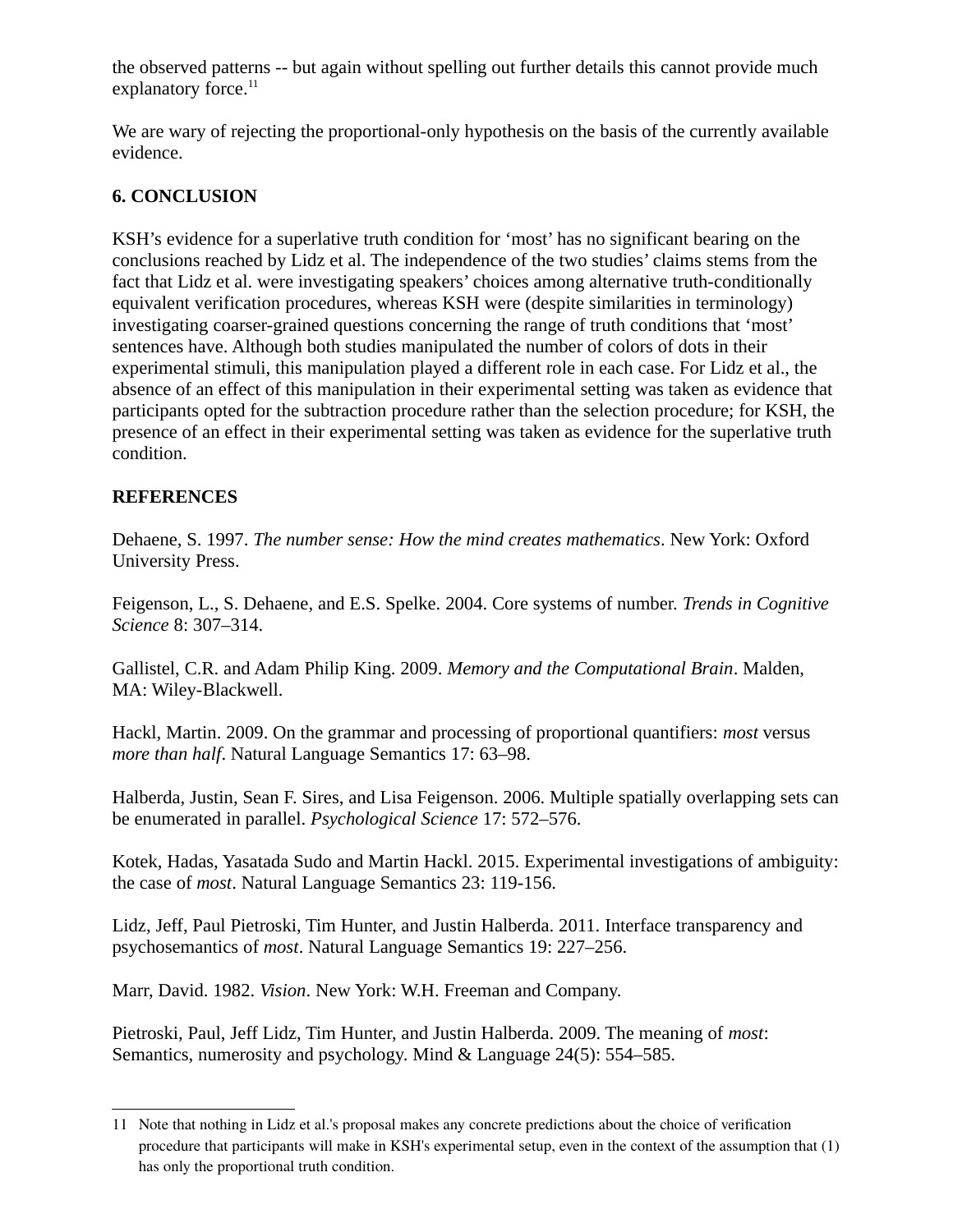the observed patterns -- but again without spelling out further details this cannot provide much explanatory force.[11]

We are wary of rejecting the proportional-only hypothesis on the basis of the currently available evidence.

## 6. CONCLUSION

KSH's evidence for a superlative truth condition for 'most' has no significant bearing on the conclusions reached by Lidz et al. The independence of the two studies' claims stems from the fact that Lidz et al. were investigating speakers' choices among alternative truth-conditionally equivalent verification procedures, whereas KSH were (despite similarities in terminology) investigating coarser-grained questions concerning the range of truth conditions that 'most' sentences have. Although both studies manipulated the number of colors of dots in their experimental stimuli, this manipulation played a different role in each case. For Lidz et al., the absence of an effect of this manipulation in their experimental setting was taken as evidence that participants opted for the subtraction procedure rather than the selection procedure; for KSH, the presence of an effect in their experimental setting was taken as evidence for the superlative truth condition.

## REFERENCES

Dehaene, S. 1997. *The number sense: How the mind creates mathematics*. New York: Oxford University Press.

Feigenson, L., S. Dehaene, and E.S. Spelke. 2004. Core systems of number. *Trends in Cognitive Science* 8: 307–314.

Gallistel, C.R. and Adam Philip King. 2009. *Memory and the Computational Brain*. Malden, MA: Wiley-Blackwell.

Hackl, Martin. 2009. On the grammar and processing of proportional quantifiers: *most* versus *more than half*. Natural Language Semantics 17: 63–98.

Halberda, Justin, Sean F. Sires, and Lisa Feigenson. 2006. Multiple spatially overlapping sets can be enumerated in parallel. *Psychological Science* 17: 572–576.

Kotek, Hadas, Yasatada Sudo and Martin Hackl. 2015. Experimental investigations of ambiguity: the case of *most*. Natural Language Semantics 23: 119-156.

Lidz, Jeff, Paul Pietroski, Tim Hunter, and Justin Halberda. 2011. Interface transparency and psychosemantics of *most*. Natural Language Semantics 19: 227–256.

Marr, David. 1982. *Vision*. New York: W.H. Freeman and Company.

Pietroski, Paul, Jeff Lidz, Tim Hunter, and Justin Halberda. 2009. The meaning of *most*: Semantics, numerosity and psychology. Mind & Language 24(5): 554–585.

---

[11] Note that nothing in Lidz et al.'s proposal makes any concrete predictions about the choice of verification procedure that participants will make in KSH's experimental setup, even in the context of the assumption that (1) has only the proportional truth condition.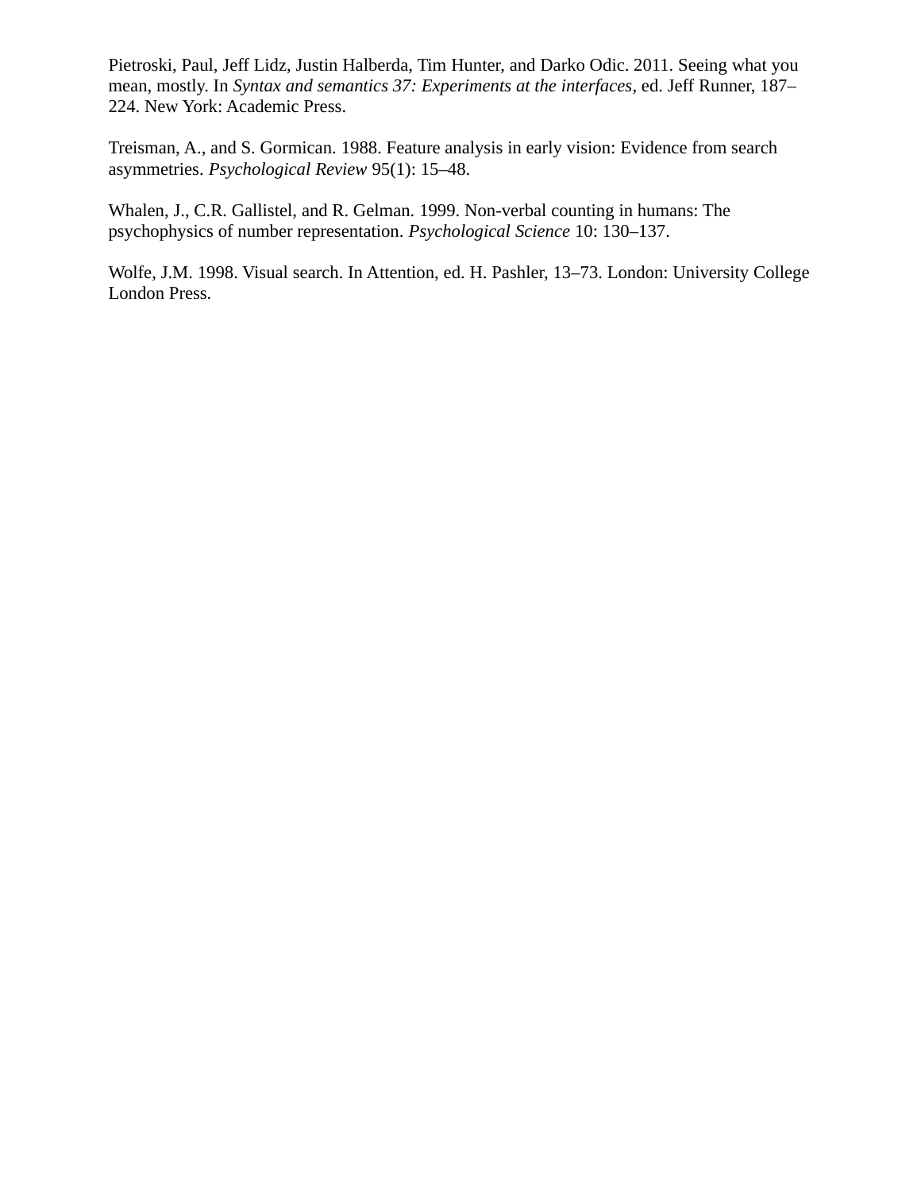Pietroski, Paul, Jeff Lidz, Justin Halberda, Tim Hunter, and Darko Odic. 2011. Seeing what you mean, mostly. In *Syntax and semantics 37: Experiments at the interfaces*, ed. Jeff Runner, 187–224. New York: Academic Press.

Treisman, A., and S. Gormican. 1988. Feature analysis in early vision: Evidence from search asymmetries. *Psychological Review* 95(1): 15–48.

Whalen, J., C.R. Gallistel, and R. Gelman. 1999. Non-verbal counting in humans: The psychophysics of number representation. *Psychological Science* 10: 130–137.

Wolfe, J.M. 1998. Visual search. In Attention, ed. H. Pashler, 13–73. London: University College London Press.